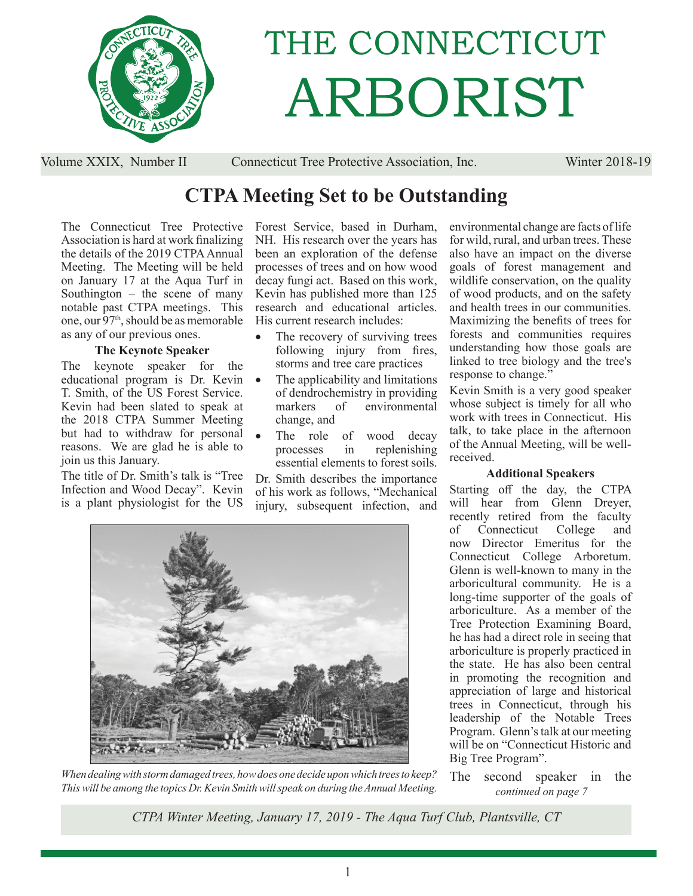# THE CONNECTICUT ARBORIST

Volume XXIX, Number II — Connecticut Tree Protective Association, Inc. — Winter 2018-19

## CTPA Meeting Set to be Outstanding

The Connecticut Tree Protective Association is hard at work finalizing the details of the 2019 CTPA Annual Meeting. The Meeting will be held on January 17 at the Aqua Turf in Southington – the scene of many notable past CTPA meetings. This one, our 97th, should be as memorable as any of our previous ones.

### The Keynote Speaker

The keynote speaker for the educational program is Dr. Kevin T. Smith, of the US Forest Service. Kevin had been slated to speak at the 2018 CTPA Summer Meeting but had to withdraw for personal reasons. We are glad he is able to join us this January.

The title of Dr. Smith's talk is "Tree Infection and Wood Decay". Kevin is a plant physiologist for the US Forest Service, based in Durham, NH. His research over the years has been an exploration of the defense processes of trees and on how wood decay fungi act. Based on this work, Kevin has published more than 125 research and educational articles. His current research includes:

- The recovery of surviving trees following injury from fires, storms and tree care practices
- The applicability and limitations of dendrochemistry in providing markers of environmental change, and
- The role of wood decay processes in replenishing essential elements to forest soils.

Dr. Smith describes the importance of his work as follows, "Mechanical injury, subsequent infection, and environmental change are facts of life for wild, rural, and urban trees. These also have an impact on the diverse goals of forest management and wildlife conservation, on the quality of wood products, and on the safety and health trees in our communities. Maximizing the benefits of trees for forests and communities requires understanding how those goals are linked to tree biology and the tree's response to change."

Kevin Smith is a very good speaker whose subject is timely for all who work with trees in Connecticut. His talk, to take place in the afternoon of the Annual Meeting, will be well-received.

*When dealing with storm damaged trees, how does one decide upon which trees to keep? This will be among the topics Dr. Kevin Smith will speak on during the Annual Meeting.*

### Additional Speakers

Starting off the day, the CTPA will hear from Glenn Dreyer, recently retired from the faculty of Connecticut College and now Director Emeritus for the Connecticut College Arboretum. Glenn is well-known to many in the arboricultural community. He is a long-time supporter of the goals of arboriculture. As a member of the Tree Protection Examining Board, he has had a direct role in seeing that arboriculture is properly practiced in the state. He has also been central in promoting the recognition and appreciation of large and historical trees in Connecticut, through his leadership of the Notable Trees Program. Glenn's talk at our meeting will be on "Connecticut Historic and Big Tree Program".

The second speaker in the *continued on page 7*

*CTPA Winter Meeting, January 17, 2019 - The Aqua Turf Club, Plantsville, CT*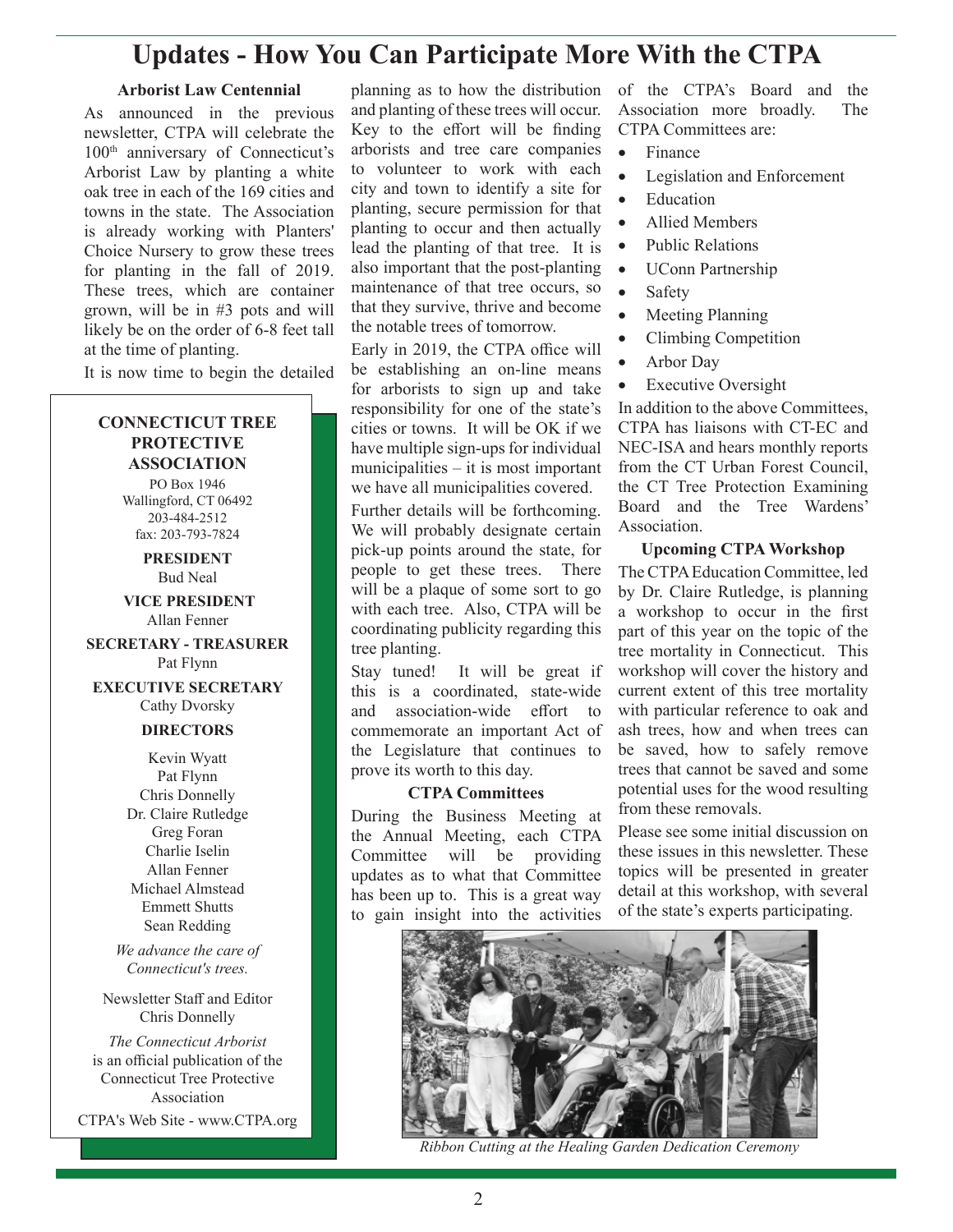# Updates - How You Can Participate More With the CTPA

### Arborist Law Centennial

As announced in the previous newsletter, CTPA will celebrate the 100th anniversary of Connecticut's Arborist Law by planting a white oak tree in each of the 169 cities and towns in the state. The Association is already working with Planters' Choice Nursery to grow these trees for planting in the fall of 2019. These trees, which are container grown, will be in #3 pots and will likely be on the order of 6-8 feet tall at the time of planting.

It is now time to begin the detailed planning as to how the distribution and planting of these trees will occur. Key to the effort will be finding arborists and tree care companies to volunteer to work with each city and town to identify a site for planting, secure permission for that planting to occur and then actually lead the planting of that tree. It is also important that the post-planting maintenance of that tree occurs, so that they survive, thrive and become the notable trees of tomorrow.

Early in 2019, the CTPA office will be establishing an on-line means for arborists to sign up and take responsibility for one of the state's cities or towns. It will be OK if we have multiple sign-ups for individual municipalities – it is most important we have all municipalities covered.

Further details will be forthcoming. We will probably designate certain pick-up points around the state, for people to get these trees. There will be a plaque of some sort to go with each tree. Also, CTPA will be coordinating publicity regarding this tree planting.

Stay tuned! It will be great if this is a coordinated, state-wide and association-wide effort to commemorate an important Act of the Legislature that continues to prove its worth to this day.

### CTPA Committees

During the Business Meeting at the Annual Meeting, each CTPA Committee will be providing updates as to what that Committee has been up to. This is a great way to gain insight into the activities of the CTPA's Board and the Association more broadly. The CTPA Committees are:

- Finance
- Legislation and Enforcement
- Education
- Allied Members
- Public Relations
- UConn Partnership
- Safety
- Meeting Planning
- Climbing Competition
- Arbor Day
- Executive Oversight

In addition to the above Committees, CTPA has liaisons with CT-EC and NEC-ISA and hears monthly reports from the CT Urban Forest Council, the CT Tree Protection Examining Board and the Tree Wardens' Association.

### Upcoming CTPA Workshop

The CTPA Education Committee, led by Dr. Claire Rutledge, is planning a workshop to occur in the first part of this year on the topic of the tree mortality in Connecticut. This workshop will cover the history and current extent of this tree mortality with particular reference to oak and ash trees, how and when trees can be saved, how to safely remove trees that cannot be saved and some potential uses for the wood resulting from these removals.

Please see some initial discussion on these issues in this newsletter. These topics will be presented in greater detail at this workshop, with several of the state's experts participating.

*Ribbon Cutting at the Healing Garden Dedication Ceremony*

---

**CONNECTICUT TREE PROTECTIVE ASSOCIATION**

PO Box 1946
Wallingford, CT 06492
203-484-2512
fax: 203-793-7824

**PRESIDENT**
Bud Neal

**VICE PRESIDENT**
Allan Fenner

**SECRETARY - TREASURER**
Pat Flynn

**EXECUTIVE SECRETARY**
Cathy Dvorsky

**DIRECTORS**

Kevin Wyatt
Pat Flynn
Chris Donnelly
Dr. Claire Rutledge
Greg Foran
Charlie Iselin
Allan Fenner
Michael Almstead
Emmett Shutts
Sean Redding

*We advance the care of Connecticut's trees.*

Newsletter Staff and Editor
Chris Donnelly

*The Connecticut Arborist* is an official publication of the Connecticut Tree Protective Association

CTPA's Web Site - www.CTPA.org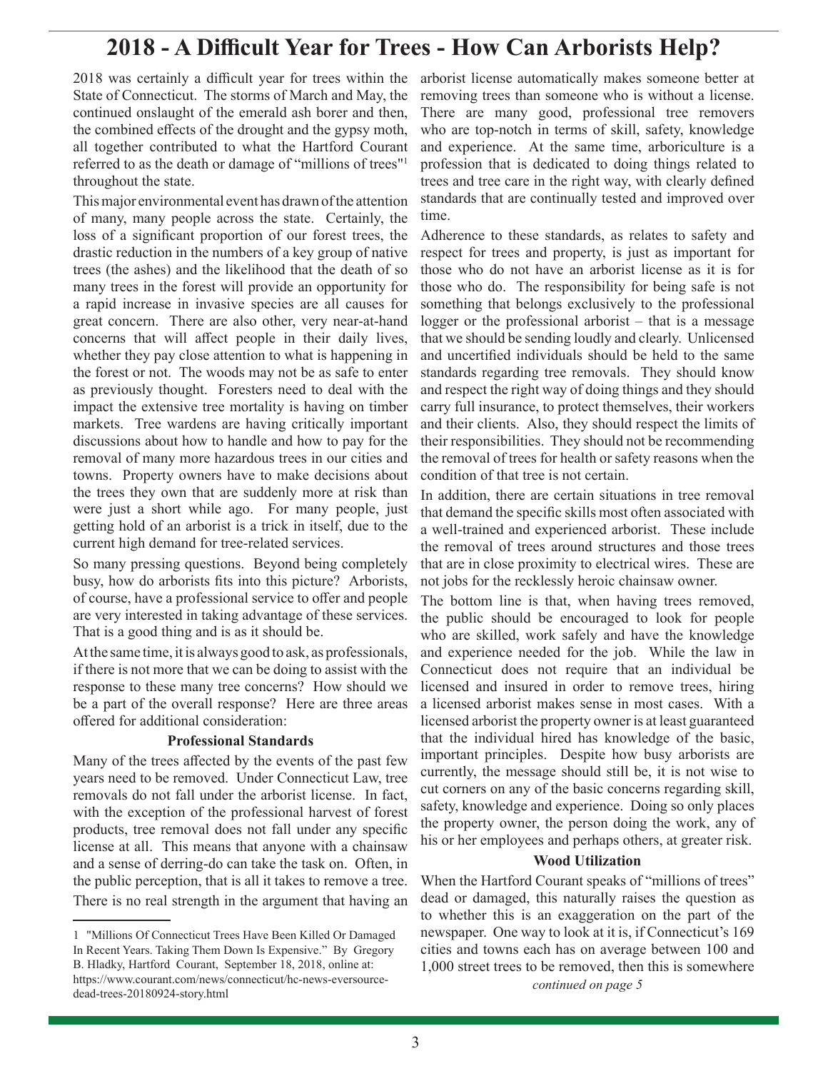# 2018 - A Difficult Year for Trees - How Can Arborists Help?

2018 was certainly a difficult year for trees within the State of Connecticut. The storms of March and May, the continued onslaught of the emerald ash borer and then, the combined effects of the drought and the gypsy moth, all together contributed to what the Hartford Courant referred to as the death or damage of "millions of trees"[1] throughout the state.

This major environmental event has drawn of the attention of many, many people across the state. Certainly, the loss of a significant proportion of our forest trees, the drastic reduction in the numbers of a key group of native trees (the ashes) and the likelihood that the death of so many trees in the forest will provide an opportunity for a rapid increase in invasive species are all causes for great concern. There are also other, very near-at-hand concerns that will affect people in their daily lives, whether they pay close attention to what is happening in the forest or not. The woods may not be as safe to enter as previously thought. Foresters need to deal with the impact the extensive tree mortality is having on timber markets. Tree wardens are having critically important discussions about how to handle and how to pay for the removal of many more hazardous trees in our cities and towns. Property owners have to make decisions about the trees they own that are suddenly more at risk than were just a short while ago. For many people, just getting hold of an arborist is a trick in itself, due to the current high demand for tree-related services.

So many pressing questions. Beyond being completely busy, how do arborists fits into this picture? Arborists, of course, have a professional service to offer and people are very interested in taking advantage of these services. That is a good thing and is as it should be.

At the same time, it is always good to ask, as professionals, if there is not more that we can be doing to assist with the response to these many tree concerns? How should we be a part of the overall response? Here are three areas offered for additional consideration:

### Professional Standards

Many of the trees affected by the events of the past few years need to be removed. Under Connecticut Law, tree removals do not fall under the arborist license. In fact, with the exception of the professional harvest of forest products, tree removal does not fall under any specific license at all. This means that anyone with a chainsaw and a sense of derring-do can take the task on. Often, in the public perception, that is all it takes to remove a tree. There is no real strength in the argument that having an arborist license automatically makes someone better at removing trees than someone who is without a license. There are many good, professional tree removers who are top-notch in terms of skill, safety, knowledge and experience. At the same time, arboriculture is a profession that is dedicated to doing things related to trees and tree care in the right way, with clearly defined standards that are continually tested and improved over time.

Adherence to these standards, as relates to safety and respect for trees and property, is just as important for those who do not have an arborist license as it is for those who do. The responsibility for being safe is not something that belongs exclusively to the professional logger or the professional arborist – that is a message that we should be sending loudly and clearly. Unlicensed and uncertified individuals should be held to the same standards regarding tree removals. They should know and respect the right way of doing things and they should carry full insurance, to protect themselves, their workers and their clients. Also, they should respect the limits of their responsibilities. They should not be recommending the removal of trees for health or safety reasons when the condition of that tree is not certain.

In addition, there are certain situations in tree removal that demand the specific skills most often associated with a well-trained and experienced arborist. These include the removal of trees around structures and those trees that are in close proximity to electrical wires. These are not jobs for the recklessly heroic chainsaw owner.

The bottom line is that, when having trees removed, the public should be encouraged to look for people who are skilled, work safely and have the knowledge and experience needed for the job. While the law in Connecticut does not require that an individual be licensed and insured in order to remove trees, hiring a licensed arborist makes sense in most cases. With a licensed arborist the property owner is at least guaranteed that the individual hired has knowledge of the basic, important principles. Despite how busy arborists are currently, the message should still be, it is not wise to cut corners on any of the basic concerns regarding skill, safety, knowledge and experience. Doing so only places the property owner, the person doing the work, any of his or her employees and perhaps others, at greater risk.

### Wood Utilization

When the Hartford Courant speaks of "millions of trees" dead or damaged, this naturally raises the question as to whether this is an exaggeration on the part of the newspaper. One way to look at it is, if Connecticut's 169 cities and towns each has on average between 100 and 1,000 street trees to be removed, then this is somewhere

*continued on page 5*

---

[1] "Millions Of Connecticut Trees Have Been Killed Or Damaged In Recent Years. Taking Them Down Is Expensive." By Gregory B. Hladky, Hartford Courant, September 18, 2018, online at: https://www.courant.com/news/connecticut/hc-news-eversource-dead-trees-20180924-story.html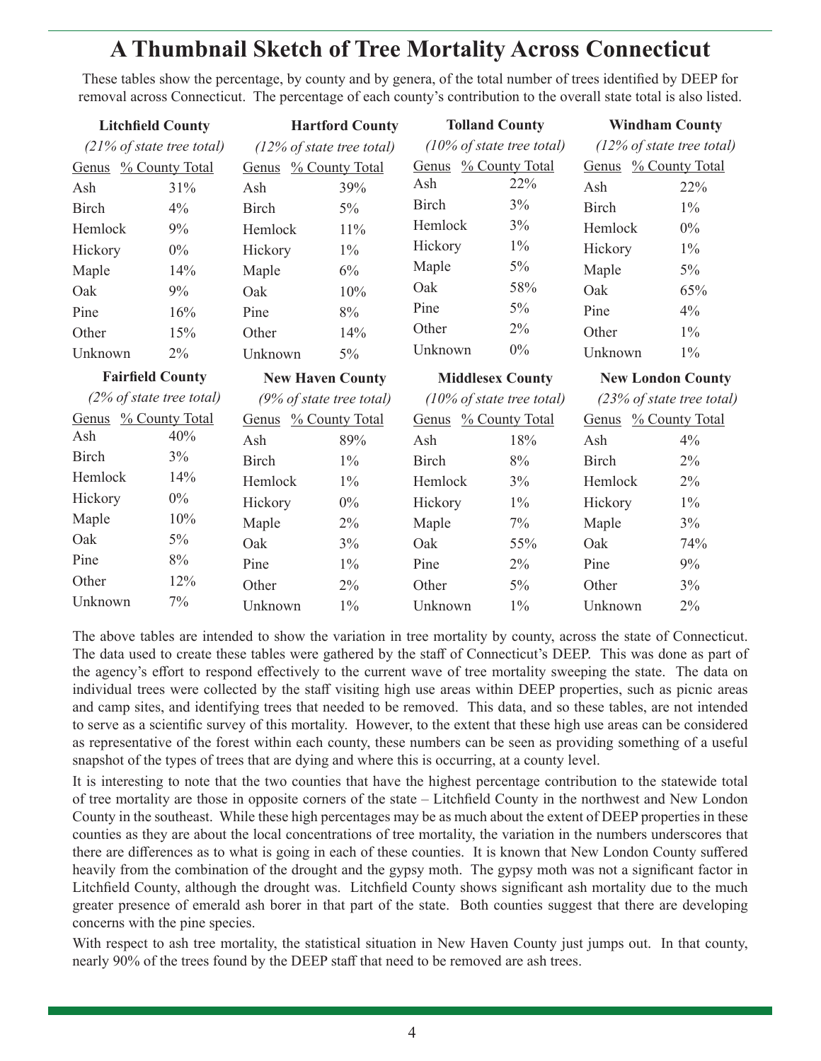# A Thumbnail Sketch of Tree Mortality Across Connecticut

These tables show the percentage, by county and by genera, of the total number of trees identified by DEEP for removal across Connecticut. The percentage of each county's contribution to the overall state total is also listed.

**Litchfield County**

*(21% of state tree total)*

| Genus | % County Total |
|---|---|
| Ash | 31% |
| Birch | 4% |
| Hemlock | 9% |
| Hickory | 0% |
| Maple | 14% |
| Oak | 9% |
| Pine | 16% |
| Other | 15% |
| Unknown | 2% |

**Hartford County**

*(12% of state tree total)*

| Genus | % County Total |
|---|---|
| Ash | 39% |
| Birch | 5% |
| Hemlock | 11% |
| Hickory | 1% |
| Maple | 6% |
| Oak | 10% |
| Pine | 8% |
| Other | 14% |
| Unknown | 5% |

**Tolland County**

*(10% of state tree total)*

| Genus | % County Total |
|---|---|
| Ash | 22% |
| Birch | 3% |
| Hemlock | 3% |
| Hickory | 1% |
| Maple | 5% |
| Oak | 58% |
| Pine | 5% |
| Other | 2% |
| Unknown | 0% |

**Windham County**

*(12% of state tree total)*

| Genus | % County Total |
|---|---|
| Ash | 22% |
| Birch | 1% |
| Hemlock | 0% |
| Hickory | 1% |
| Maple | 5% |
| Oak | 65% |
| Pine | 4% |
| Other | 1% |
| Unknown | 1% |

**Fairfield County**

*(2% of state tree total)*

| Genus | % County Total |
|---|---|
| Ash | 40% |
| Birch | 3% |
| Hemlock | 14% |
| Hickory | 0% |
| Maple | 10% |
| Oak | 5% |
| Pine | 8% |
| Other | 12% |
| Unknown | 7% |

**New Haven County**

*(9% of state tree total)*

| Genus | % County Total |
|---|---|
| Ash | 89% |
| Birch | 1% |
| Hemlock | 1% |
| Hickory | 0% |
| Maple | 2% |
| Oak | 3% |
| Pine | 1% |
| Other | 2% |
| Unknown | 1% |

**Middlesex County**

*(10% of state tree total)*

| Genus | % County Total |
|---|---|
| Ash | 18% |
| Birch | 8% |
| Hemlock | 3% |
| Hickory | 1% |
| Maple | 7% |
| Oak | 55% |
| Pine | 2% |
| Other | 5% |
| Unknown | 1% |

**New London County**

*(23% of state tree total)*

| Genus | % County Total |
|---|---|
| Ash | 4% |
| Birch | 2% |
| Hemlock | 2% |
| Hickory | 1% |
| Maple | 3% |
| Oak | 74% |
| Pine | 9% |
| Other | 3% |
| Unknown | 2% |

The above tables are intended to show the variation in tree mortality by county, across the state of Connecticut. The data used to create these tables were gathered by the staff of Connecticut's DEEP. This was done as part of the agency's effort to respond effectively to the current wave of tree mortality sweeping the state. The data on individual trees were collected by the staff visiting high use areas within DEEP properties, such as picnic areas and camp sites, and identifying trees that needed to be removed. This data, and so these tables, are not intended to serve as a scientific survey of this mortality. However, to the extent that these high use areas can be considered as representative of the forest within each county, these numbers can be seen as providing something of a useful snapshot of the types of trees that are dying and where this is occurring, at a county level.

It is interesting to note that the two counties that have the highest percentage contribution to the statewide total of tree mortality are those in opposite corners of the state – Litchfield County in the northwest and New London County in the southeast. While these high percentages may be as much about the extent of DEEP properties in these counties as they are about the local concentrations of tree mortality, the variation in the numbers underscores that there are differences as to what is going in each of these counties. It is known that New London County suffered heavily from the combination of the drought and the gypsy moth. The gypsy moth was not a significant factor in Litchfield County, although the drought was. Litchfield County shows significant ash mortality due to the much greater presence of emerald ash borer in that part of the state. Both counties suggest that there are developing concerns with the pine species.

With respect to ash tree mortality, the statistical situation in New Haven County just jumps out. In that county, nearly 90% of the trees found by the DEEP staff that need to be removed are ash trees.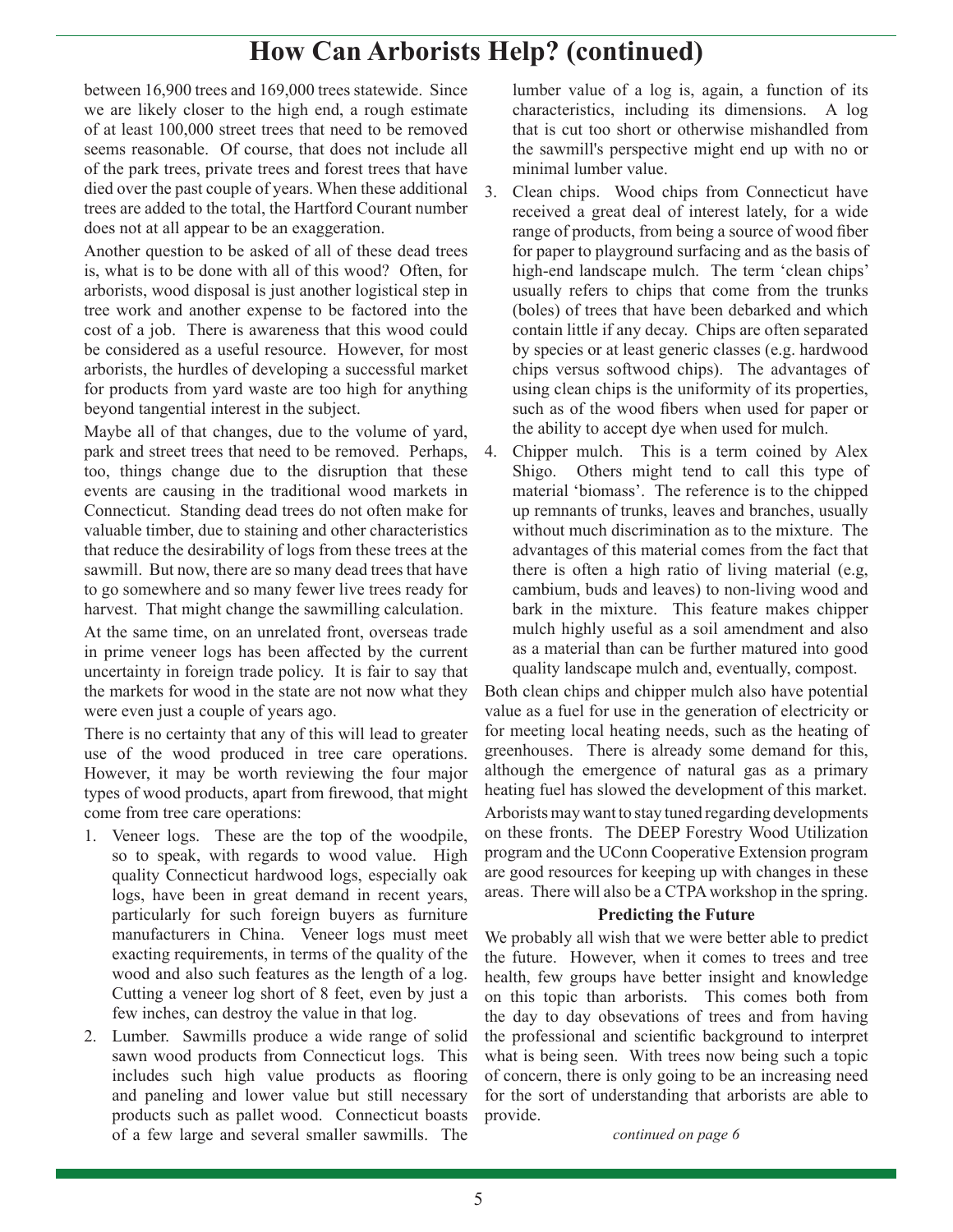# How Can Arborists Help? (continued)

between 16,900 trees and 169,000 trees statewide. Since we are likely closer to the high end, a rough estimate of at least 100,000 street trees that need to be removed seems reasonable. Of course, that does not include all of the park trees, private trees and forest trees that have died over the past couple of years. When these additional trees are added to the total, the Hartford Courant number does not at all appear to be an exaggeration.

Another question to be asked of all of these dead trees is, what is to be done with all of this wood? Often, for arborists, wood disposal is just another logistical step in tree work and another expense to be factored into the cost of a job. There is awareness that this wood could be considered as a useful resource. However, for most arborists, the hurdles of developing a successful market for products from yard waste are too high for anything beyond tangential interest in the subject.

Maybe all of that changes, due to the volume of yard, park and street trees that need to be removed. Perhaps, too, things change due to the disruption that these events are causing in the traditional wood markets in Connecticut. Standing dead trees do not often make for valuable timber, due to staining and other characteristics that reduce the desirability of logs from these trees at the sawmill. But now, there are so many dead trees that have to go somewhere and so many fewer live trees ready for harvest. That might change the sawmilling calculation.

At the same time, on an unrelated front, overseas trade in prime veneer logs has been affected by the current uncertainty in foreign trade policy. It is fair to say that the markets for wood in the state are not now what they were even just a couple of years ago.

There is no certainty that any of this will lead to greater use of the wood produced in tree care operations. However, it may be worth reviewing the four major types of wood products, apart from firewood, that might come from tree care operations:

1. Veneer logs. These are the top of the woodpile, so to speak, with regards to wood value. High quality Connecticut hardwood logs, especially oak logs, have been in great demand in recent years, particularly for such foreign buyers as furniture manufacturers in China. Veneer logs must meet exacting requirements, in terms of the quality of the wood and also such features as the length of a log. Cutting a veneer log short of 8 feet, even by just a few inches, can destroy the value in that log.
2. Lumber. Sawmills produce a wide range of solid sawn wood products from Connecticut logs. This includes such high value products as flooring and paneling and lower value but still necessary products such as pallet wood. Connecticut boasts of a few large and several smaller sawmills. The lumber value of a log is, again, a function of its characteristics, including its dimensions. A log that is cut too short or otherwise mishandled from the sawmill's perspective might end up with no or minimal lumber value.
3. Clean chips. Wood chips from Connecticut have received a great deal of interest lately, for a wide range of products, from being a source of wood fiber for paper to playground surfacing and as the basis of high-end landscape mulch. The term 'clean chips' usually refers to chips that come from the trunks (boles) of trees that have been debarked and which contain little if any decay. Chips are often separated by species or at least generic classes (e.g. hardwood chips versus softwood chips). The advantages of using clean chips is the uniformity of its properties, such as of the wood fibers when used for paper or the ability to accept dye when used for mulch.
4. Chipper mulch. This is a term coined by Alex Shigo. Others might tend to call this type of material 'biomass'. The reference is to the chipped up remnants of trunks, leaves and branches, usually without much discrimination as to the mixture. The advantages of this material comes from the fact that there is often a high ratio of living material (e.g, cambium, buds and leaves) to non-living wood and bark in the mixture. This feature makes chipper mulch highly useful as a soil amendment and also as a material than can be further matured into good quality landscape mulch and, eventually, compost.

Both clean chips and chipper mulch also have potential value as a fuel for use in the generation of electricity or for meeting local heating needs, such as the heating of greenhouses. There is already some demand for this, although the emergence of natural gas as a primary heating fuel has slowed the development of this market.

Arborists may want to stay tuned regarding developments on these fronts. The DEEP Forestry Wood Utilization program and the UConn Cooperative Extension program are good resources for keeping up with changes in these areas. There will also be a CTPA workshop in the spring.

**Predicting the Future**

We probably all wish that we were better able to predict the future. However, when it comes to trees and tree health, few groups have better insight and knowledge on this topic than arborists. This comes both from the day to day obsevations of trees and from having the professional and scientific background to interpret what is being seen. With trees now being such a topic of concern, there is only going to be an increasing need for the sort of understanding that arborists are able to provide.

*continued on page 6*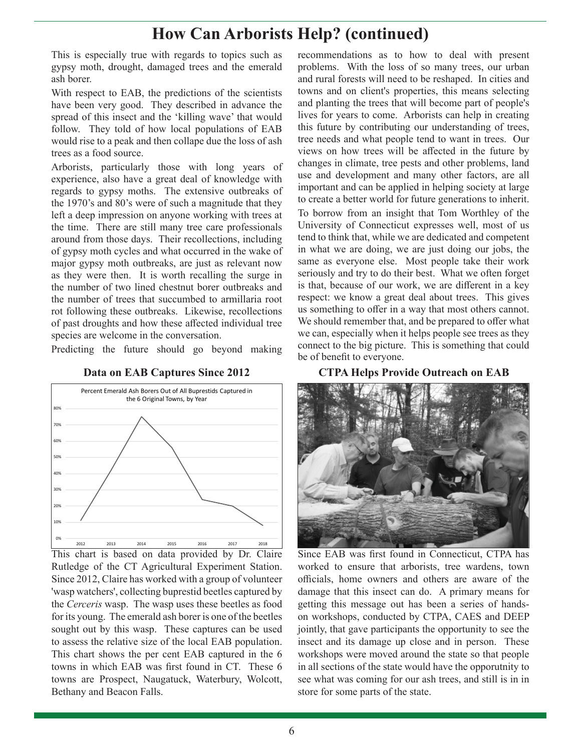# How Can Arborists Help? (continued)

This is especially true with regards to topics such as gypsy moth, drought, damaged trees and the emerald ash borer.

With respect to EAB, the predictions of the scientists have been very good. They described in advance the spread of this insect and the 'killing wave' that would follow. They told of how local populations of EAB would rise to a peak and then collape due the loss of ash trees as a food source.

Arborists, particularly those with long years of experience, also have a great deal of knowledge with regards to gypsy moths. The extensive outbreaks of the 1970's and 80's were of such a magnitude that they left a deep impression on anyone working with trees at the time. There are still many tree care professionals around from those days. Their recollections, including of gypsy moth cycles and what occurred in the wake of major gypsy moth outbreaks, are just as relevant now as they were then. It is worth recalling the surge in the number of two lined chestnut borer outbreaks and the number of trees that succumbed to armillaria root rot following these outbreaks. Likewise, recollections of past droughts and how these affected individual tree species are welcome in the conversation.

Predicting the future should go beyond making recommendations as to how to deal with present problems. With the loss of so many trees, our urban and rural forests will need to be reshaped. In cities and towns and on client's properties, this means selecting and planting the trees that will become part of people's lives for years to come. Arborists can help in creating this future by contributing our understanding of trees, tree needs and what people tend to want in trees. Our views on how trees will be affected in the future by changes in climate, tree pests and other problems, land use and development and many other factors, are all important and can be applied in helping society at large to create a better world for future generations to inherit.

To borrow from an insight that Tom Worthley of the University of Connecticut expresses well, most of us tend to think that, while we are dedicated and competent in what we are doing, we are just doing our jobs, the same as everyone else. Most people take their work seriously and try to do their best. What we often forget is that, because of our work, we are different in a key respect: we know a great deal about trees. This gives us something to offer in a way that most others cannot. We should remember that, and be prepared to offer what we can, especially when it helps people see trees as they connect to the big picture. This is something that could be of benefit to everyone.

### Data on EAB Captures Since 2012

Percent Emerald Ash Borers Out of All Buprestids Captured in the 6 Original Towns, by Year

This chart is based on data provided by Dr. Claire Rutledge of the CT Agricultural Experiment Station. Since 2012, Claire has worked with a group of volunteer 'wasp watchers', collecting buprestid beetles captured by the *Cerceris* wasp. The wasp uses these beetles as food for its young. The emerald ash borer is one of the beetles sought out by this wasp. These captures can be used to assess the relative size of the local EAB population. This chart shows the per cent EAB captured in the 6 towns in which EAB was first found in CT. These 6 towns are Prospect, Naugatuck, Waterbury, Wolcott, Bethany and Beacon Falls.

### CTPA Helps Provide Outreach on EAB

Since EAB was first found in Connecticut, CTPA has worked to ensure that arborists, tree wardens, town officials, home owners and others are aware of the damage that this insect can do. A primary means for getting this message out has been a series of hands-on workshops, conducted by CTPA, CAES and DEEP jointly, that gave participants the opportunity to see the insect and its damage up close and in person. These workshops were moved around the state so that people in all sections of the state would have the opporutnity to see what was coming for our ash trees, and still is in in store for some parts of the state.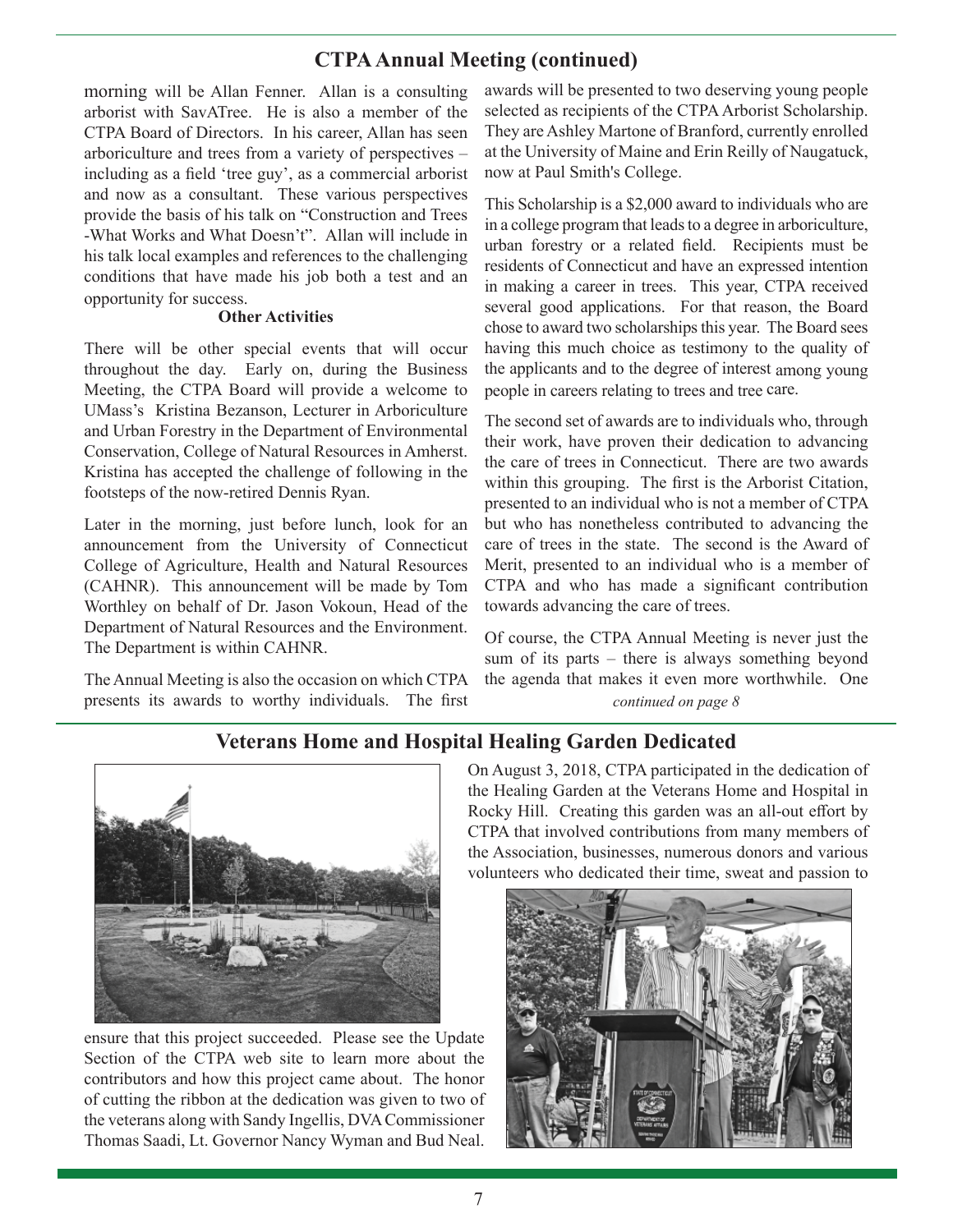## CTPA Annual Meeting (continued)

morning will be Allan Fenner. Allan is a consulting arborist with SavATree. He is also a member of the CTPA Board of Directors. In his career, Allan has seen arboriculture and trees from a variety of perspectives – including as a field 'tree guy', as a commercial arborist and now as a consultant. These various perspectives provide the basis of his talk on "Construction and Trees -What Works and What Doesn't". Allan will include in his talk local examples and references to the challenging conditions that have made his job both a test and an opportunity for success.

### Other Activities

There will be other special events that will occur throughout the day. Early on, during the Business Meeting, the CTPA Board will provide a welcome to UMass's Kristina Bezanson, Lecturer in Arboriculture and Urban Forestry in the Department of Environmental Conservation, College of Natural Resources in Amherst. Kristina has accepted the challenge of following in the footsteps of the now-retired Dennis Ryan.

Later in the morning, just before lunch, look for an announcement from the University of Connecticut College of Agriculture, Health and Natural Resources (CAHNR). This announcement will be made by Tom Worthley on behalf of Dr. Jason Vokoun, Head of the Department of Natural Resources and the Environment. The Department is within CAHNR.

The Annual Meeting is also the occasion on which CTPA presents its awards to worthy individuals. The first awards will be presented to two deserving young people selected as recipients of the CTPA Arborist Scholarship. They are Ashley Martone of Branford, currently enrolled at the University of Maine and Erin Reilly of Naugatuck, now at Paul Smith's College.

This Scholarship is a $2,000 award to individuals who are in a college program that leads to a degree in arboriculture, urban forestry or a related field. Recipients must be residents of Connecticut and have an expressed intention in making a career in trees. This year, CTPA received several good applications. For that reason, the Board chose to award two scholarships this year. The Board sees having this much choice as testimony to the quality of the applicants and to the degree of interest among young people in careers relating to trees and tree care.

The second set of awards are to individuals who, through their work, have proven their dedication to advancing the care of trees in Connecticut. There are two awards within this grouping. The first is the Arborist Citation, presented to an individual who is not a member of CTPA but who has nonetheless contributed to advancing the care of trees in the state. The second is the Award of Merit, presented to an individual who is a member of CTPA and who has made a significant contribution towards advancing the care of trees.

Of course, the CTPA Annual Meeting is never just the sum of its parts – there is always something beyond the agenda that makes it even more worthwhile. One

*continued on page 8*

## Veterans Home and Hospital Healing Garden Dedicated

On August 3, 2018, CTPA participated in the dedication of the Healing Garden at the Veterans Home and Hospital in Rocky Hill. Creating this garden was an all-out effort by CTPA that involved contributions from many members of the Association, businesses, numerous donors and various volunteers who dedicated their time, sweat and passion to ensure that this project succeeded. Please see the Update Section of the CTPA web site to learn more about the contributors and how this project came about. The honor of cutting the ribbon at the dedication was given to two of the veterans along with Sandy Ingellis, DVA Commissioner Thomas Saadi, Lt. Governor Nancy Wyman and Bud Neal.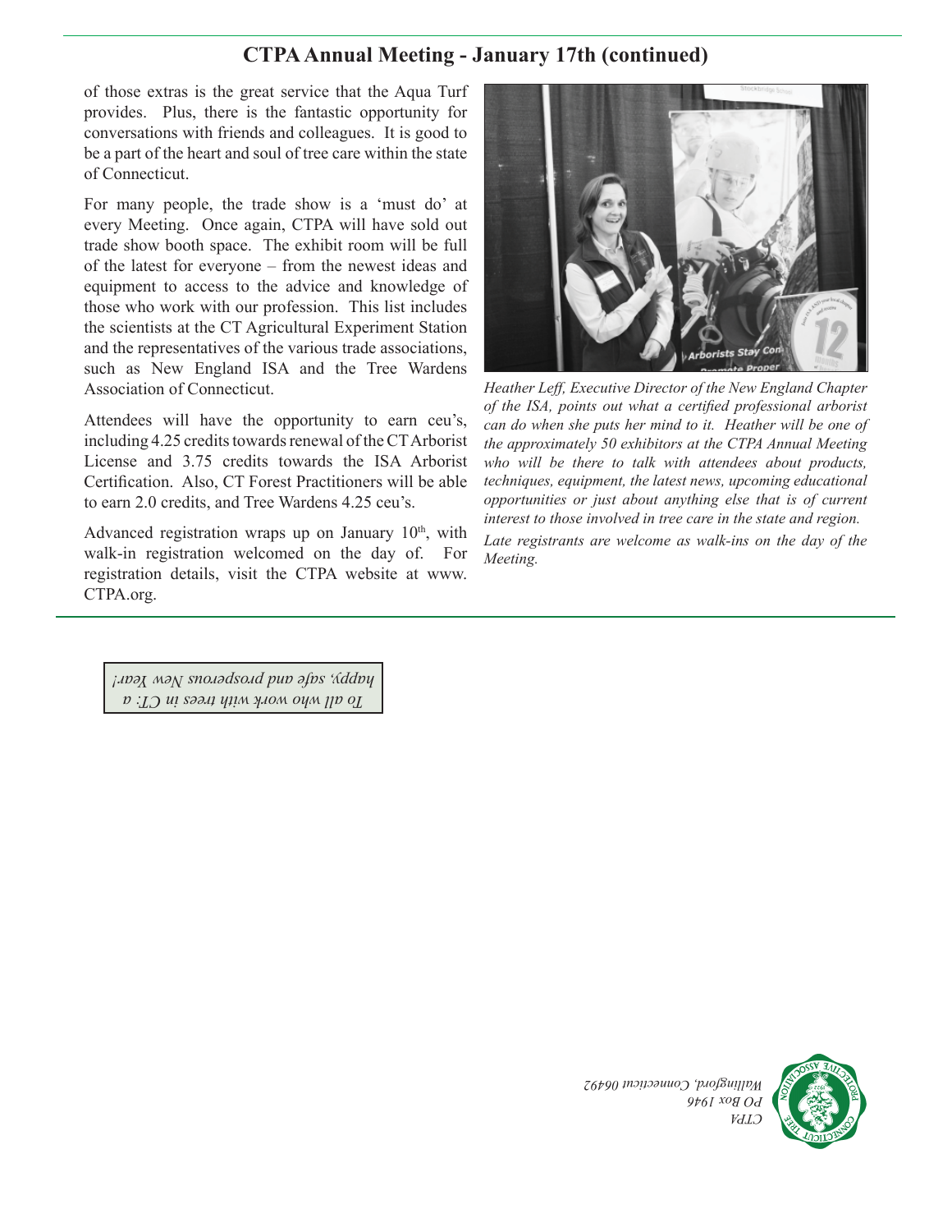## CTPA Annual Meeting - January 17th (continued)

of those extras is the great service that the Aqua Turf provides. Plus, there is the fantastic opportunity for conversations with friends and colleagues. It is good to be a part of the heart and soul of tree care within the state of Connecticut.

For many people, the trade show is a 'must do' at every Meeting. Once again, CTPA will have sold out trade show booth space. The exhibit room will be full of the latest for everyone – from the newest ideas and equipment to access to the advice and knowledge of those who work with our profession. This list includes the scientists at the CT Agricultural Experiment Station and the representatives of the various trade associations, such as New England ISA and the Tree Wardens Association of Connecticut.

Attendees will have the opportunity to earn ceu's, including 4.25 credits towards renewal of the CT Arborist License and 3.75 credits towards the ISA Arborist Certification. Also, CT Forest Practitioners will be able to earn 2.0 credits, and Tree Wardens 4.25 ceu's.

Advanced registration wraps up on January 10th, with walk-in registration welcomed on the day of. For registration details, visit the CTPA website at www.CTPA.org.

*Heather Leff, Executive Director of the New England Chapter of the ISA, points out what a certified professional arborist can do when she puts her mind to it. Heather will be one of the approximately 50 exhibitors at the CTPA Annual Meeting who will be there to talk with attendees about products, techniques, equipment, the latest news, upcoming educational opportunities or just about anything else that is of current interest to those involved in tree care in the state and region.*

*Late registrants are welcome as walk-ins on the day of the Meeting.*

*To all who work with trees in CT: a happy, safe and prosperous New Year!*

*CTPA*
*PO Box 1946*
*Wallingford, Connecticut 06492*